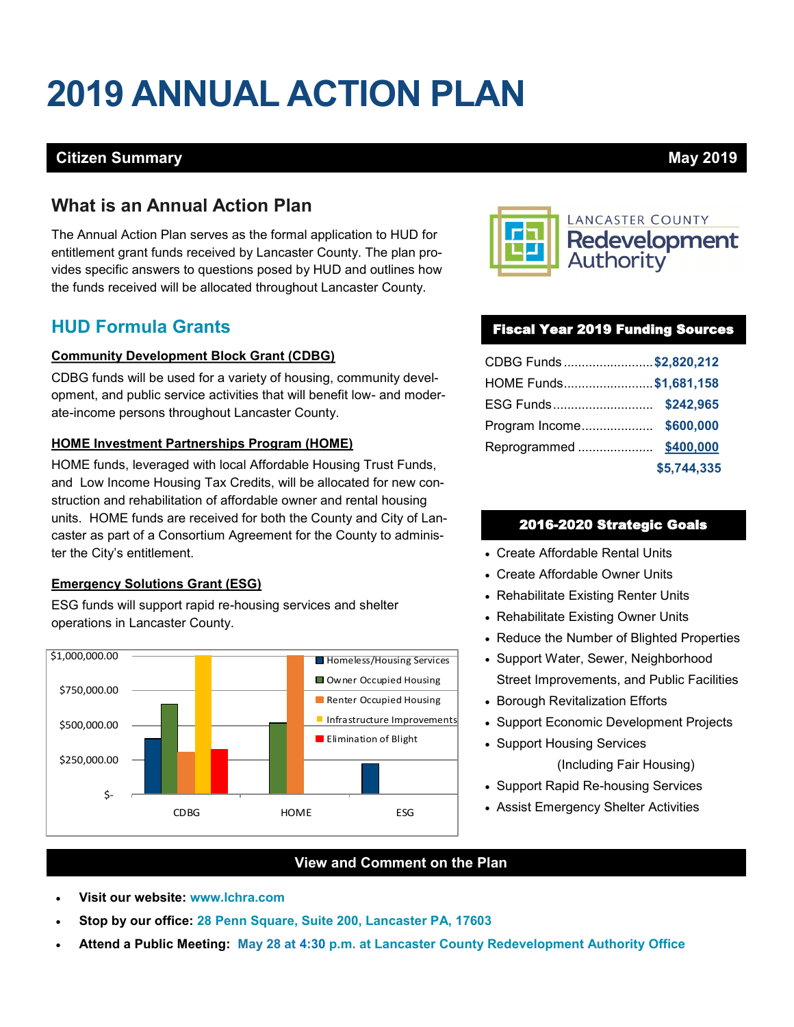# 2019 ANNUAL ACTION PLAN

**Citizen Summary** — **May 2019**

## What is an Annual Action Plan

The Annual Action Plan serves as the formal application to HUD for entitlement grant funds received by Lancaster County. The plan provides specific answers to questions posed by HUD and outlines how the funds received will be allocated throughout Lancaster County.

## HUD Formula Grants

### Community Development Block Grant (CDBG)

CDBG funds will be used for a variety of housing, community development, and public service activities that will benefit low- and moderate-income persons throughout Lancaster County.

### HOME Investment Partnerships Program (HOME)

HOME funds, leveraged with local Affordable Housing Trust Funds, and Low Income Housing Tax Credits, will be allocated for new construction and rehabilitation of affordable owner and rental housing units. HOME funds are received for both the County and City of Lancaster as part of a Consortium Agreement for the County to administer the City's entitlement.

### Emergency Solutions Grant (ESG)

ESG funds will support rapid re-housing services and shelter operations in Lancaster County.

LANCASTER COUNTY Redevelopment Authority

## Fiscal Year 2019 Funding Sources

| Source | Amount |
|---|---|
| CDBG Funds | $2,820,212 |
| HOME Funds | $1,681,158 |
| ESG Funds | $242,965 |
| Program Income | $600,000 |
| Reprogrammed | $400,000 |
| | $5,744,335 |

## 2016-2020 Strategic Goals

- Create Affordable Rental Units
- Create Affordable Owner Units
- Rehabilitate Existing Renter Units
- Rehabilitate Existing Owner Units
- Reduce the Number of Blighted Properties
- Support Water, Sewer, Neighborhood Street Improvements, and Public Facilities
- Borough Revitalization Efforts
- Support Economic Development Projects
- Support Housing Services (Including Fair Housing)
- Support Rapid Re-housing Services
- Assist Emergency Shelter Activities

## View and Comment on the Plan

- **Visit our website:** www.lchra.com
- **Stop by our office:** 28 Penn Square, Suite 200, Lancaster PA, 17603
- **Attend a Public Meeting:** May 28 at 4:30 p.m. at Lancaster County Redevelopment Authority Office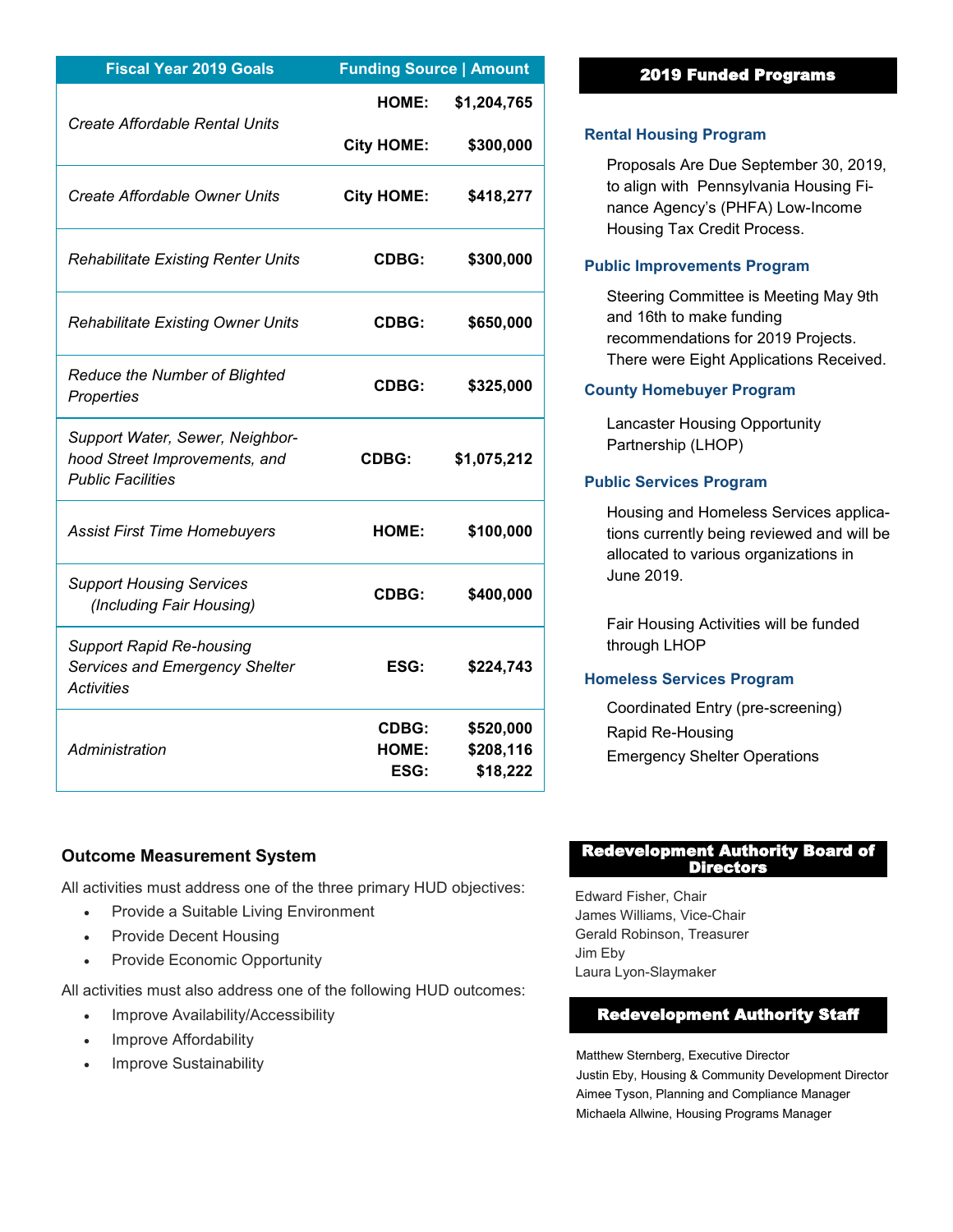| Fiscal Year 2019 Goals | Funding Source | Amount |
|---|---|---|
| *Create Affordable Rental Units* | HOME: | $1,204,765 |
| | City HOME: | $300,000 |
| *Create Affordable Owner Units* | City HOME: | $418,277 |
| *Rehabilitate Existing Renter Units* | CDBG: | $300,000 |
| *Rehabilitate Existing Owner Units* | CDBG: | $650,000 |
| *Reduce the Number of Blighted Properties* | CDBG: | $325,000 |
| *Support Water, Sewer, Neighborhood Street Improvements, and Public Facilities* | CDBG: | $1,075,212 |
| *Assist First Time Homebuyers* | HOME: | $100,000 |
| *Support Housing Services (Including Fair Housing)* | CDBG: | $400,000 |
| *Support Rapid Re-housing Services and Emergency Shelter Activities* | ESG: | $224,743 |
| *Administration* | CDBG: | $520,000 |
| | HOME: | $208,116 |
| | ESG: | $18,222 |

### Outcome Measurement System

All activities must address one of the three primary HUD objectives:

- Provide a Suitable Living Environment
- Provide Decent Housing
- Provide Economic Opportunity

All activities must also address one of the following HUD outcomes:

- Improve Availability/Accessibility
- Improve Affordability
- Improve Sustainability

## 2019 Funded Programs

### Rental Housing Program

Proposals Are Due September 30, 2019, to align with Pennsylvania Housing Finance Agency's (PHFA) Low-Income Housing Tax Credit Process.

### Public Improvements Program

Steering Committee is Meeting May 9th and 16th to make funding recommendations for 2019 Projects. There were Eight Applications Received.

### County Homebuyer Program

Lancaster Housing Opportunity Partnership (LHOP)

### Public Services Program

Housing and Homeless Services applications currently being reviewed and will be allocated to various organizations in June 2019.

Fair Housing Activities will be funded through LHOP

### Homeless Services Program

Coordinated Entry (pre-screening)

Rapid Re-Housing

Emergency Shelter Operations

## Redevelopment Authority Board of Directors

Edward Fisher, Chair
James Williams, Vice-Chair
Gerald Robinson, Treasurer
Jim Eby
Laura Lyon-Slaymaker

## Redevelopment Authority Staff

Matthew Sternberg, Executive Director
Justin Eby, Housing & Community Development Director
Aimee Tyson, Planning and Compliance Manager
Michaela Allwine, Housing Programs Manager